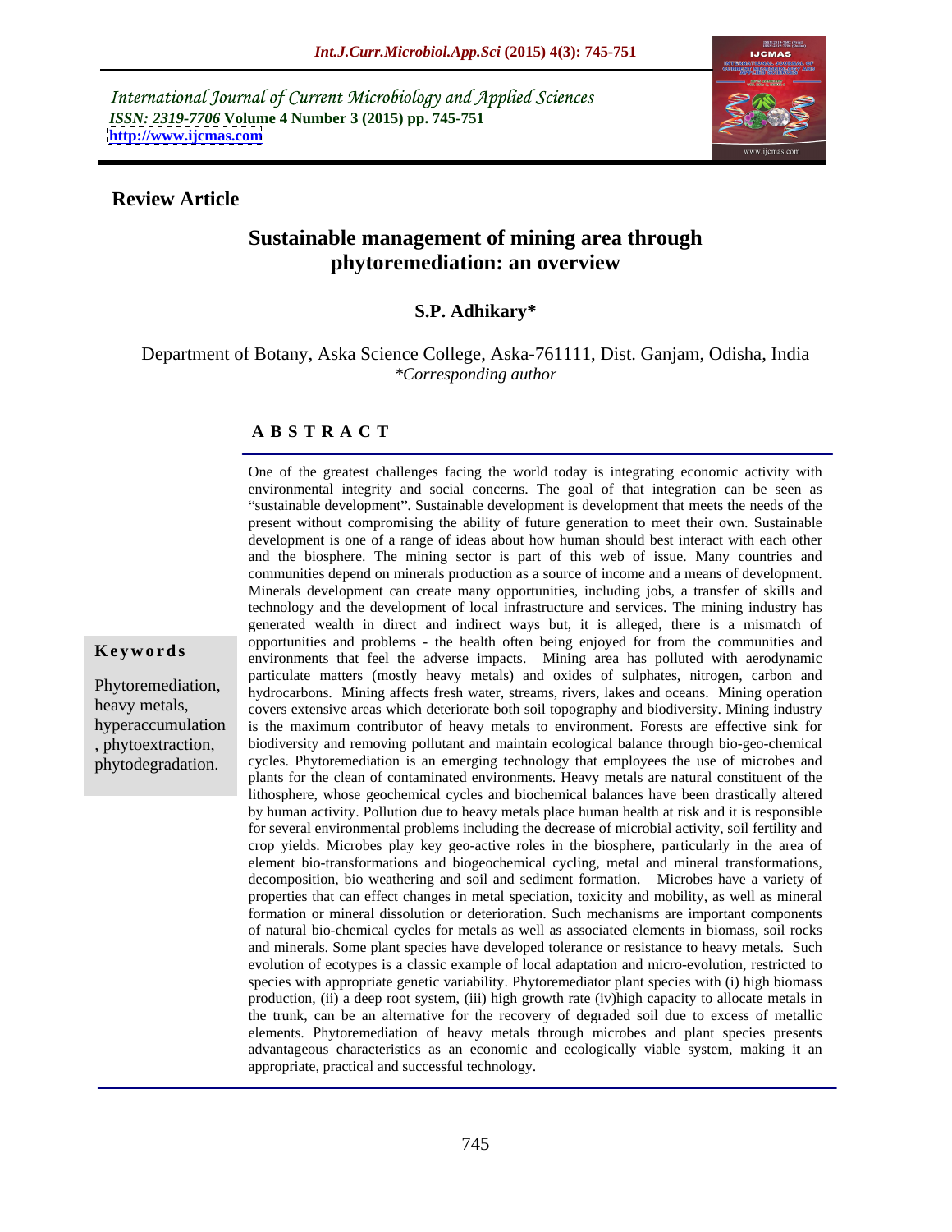International Journal of Current Microbiology and Applied Sciences
*ISSN: 2319-7706* **Volume 4 Number 3 (2015) pp. 745-751**
**http://www.ijcmas.com**

**Review Article**

# Sustainable management of mining area through phytoremediation: an overview

**S.P. Adhikary***

Department of Botany, Aska Science College, Aska-761111, Dist. Ganjam, Odisha, India
*\*Corresponding author*

## ABSTRACT

**Keywords**

Phytoremediation, heavy metals, hyperaccumulation, phytoextraction, phytodegradation.

One of the greatest challenges facing the world today is integrating economic activity with environmental integrity and social concerns. The goal of that integration can be seen as "sustainable development". Sustainable development is development that meets the needs of the present without compromising the ability of future generation to meet their own. Sustainable development is one of a range of ideas about how human should best interact with each other and the biosphere. The mining sector is part of this web of issue. Many countries and communities depend on minerals production as a source of income and a means of development. Minerals development can create many opportunities, including jobs, a transfer of skills and technology and the development of local infrastructure and services. The mining industry has generated wealth in direct and indirect ways but, it is alleged, there is a mismatch of opportunities and problems - the health often being enjoyed for from the communities and environments that feel the adverse impacts. Mining area has polluted with aerodynamic particulate matters (mostly heavy metals) and oxides of sulphates, nitrogen, carbon and hydrocarbons. Mining affects fresh water, streams, rivers, lakes and oceans. Mining operation covers extensive areas which deteriorate both soil topography and biodiversity. Mining industry is the maximum contributor of heavy metals to environment. Forests are effective sink for biodiversity and removing pollutant and maintain ecological balance through bio-geo-chemical cycles. Phytoremediation is an emerging technology that employees the use of microbes and plants for the clean of contaminated environments. Heavy metals are natural constituent of the lithosphere, whose geochemical cycles and biochemical balances have been drastically altered by human activity. Pollution due to heavy metals place human health at risk and it is responsible for several environmental problems including the decrease of microbial activity, soil fertility and crop yields. Microbes play key geo-active roles in the biosphere, particularly in the area of element bio-transformations and biogeochemical cycling, metal and mineral transformations, decomposition, bio weathering and soil and sediment formation. Microbes have a variety of properties that can effect changes in metal speciation, toxicity and mobility, as well as mineral formation or mineral dissolution or deterioration. Such mechanisms are important components of natural bio-chemical cycles for metals as well as associated elements in biomass, soil rocks and minerals. Some plant species have developed tolerance or resistance to heavy metals. Such evolution of ecotypes is a classic example of local adaptation and micro-evolution, restricted to species with appropriate genetic variability. Phytoremediator plant species with (i) high biomass production, (ii) a deep root system, (iii) high growth rate (iv)high capacity to allocate metals in the trunk, can be an alternative for the recovery of degraded soil due to excess of metallic elements. Phytoremediation of heavy metals through microbes and plant species presents advantageous characteristics as an economic and ecologically viable system, making it an appropriate, practical and successful technology.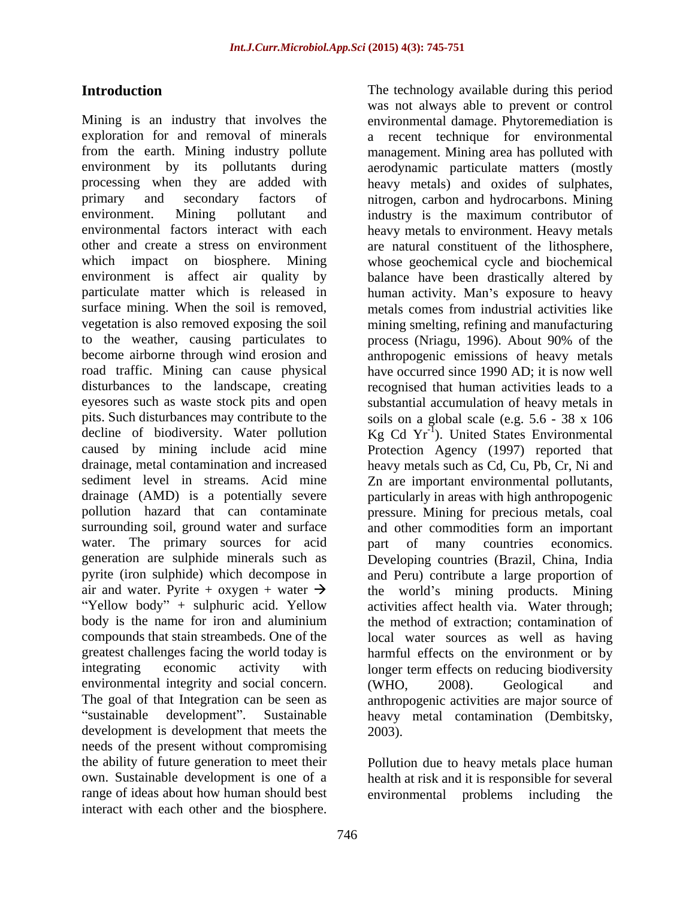## Introduction

Mining is an industry that involves the exploration for and removal of minerals from the earth. Mining industry pollute environment by its pollutants during processing when they are added with primary and secondary factors of environment. Mining pollutant and environmental factors interact with each other and create a stress on environment which impact on biosphere. Mining environment is affect air quality by particulate matter which is released in surface mining. When the soil is removed, vegetation is also removed exposing the soil to the weather, causing particulates to become airborne through wind erosion and road traffic. Mining can cause physical disturbances to the landscape, creating eyesores such as waste stock pits and open pits. Such disturbances may contribute to the decline of biodiversity. Water pollution caused by mining include acid mine drainage, metal contamination and increased sediment level in streams. Acid mine drainage (AMD) is a potentially severe pollution hazard that can contaminate surrounding soil, ground water and surface water. The primary sources for acid generation are sulphide minerals such as pyrite (iron sulphide) which decompose in air and water. Pyrite + oxygen + water $\rightarrow$ "Yellow body" + sulphuric acid. Yellow body is the name for iron and aluminium compounds that stain streambeds. One of the greatest challenges facing the world today is integrating economic activity with environmental integrity and social concern. The goal of that Integration can be seen as "sustainable development". Sustainable development is development that meets the needs of the present without compromising the ability of future generation to meet their own. Sustainable development is one of a range of ideas about how human should best interact with each other and the biosphere. The technology available during this period was not always able to prevent or control environmental damage. Phytoremediation is a recent technique for environmental management. Mining area has polluted with aerodynamic particulate matters (mostly heavy metals) and oxides of sulphates, nitrogen, carbon and hydrocarbons. Mining industry is the maximum contributor of heavy metals to environment. Heavy metals are natural constituent of the lithosphere, whose geochemical cycle and biochemical balance have been drastically altered by human activity. Man's exposure to heavy metals comes from industrial activities like mining smelting, refining and manufacturing process (Nriagu, 1996). About 90% of the anthropogenic emissions of heavy metals have occurred since 1990 AD; it is now well recognised that human activities leads to a substantial accumulation of heavy metals in soils on a global scale (e.g. 5.6 - 38 x 106 Kg Cd $Yr^{-1}$). United States Environmental Protection Agency (1997) reported that heavy metals such as Cd, Cu, Pb, Cr, Ni and Zn are important environmental pollutants, particularly in areas with high anthropogenic pressure. Mining for precious metals, coal and other commodities form an important part of many countries economics. Developing countries (Brazil, China, India and Peru) contribute a large proportion of the world's mining products. Mining activities affect health via. Water through; the method of extraction; contamination of local water sources as well as having harmful effects on the environment or by longer term effects on reducing biodiversity (WHO, 2008). Geological and anthropogenic activities are major source of heavy metal contamination (Dembitsky, 2003).

Pollution due to heavy metals place human health at risk and it is responsible for several environmental problems including the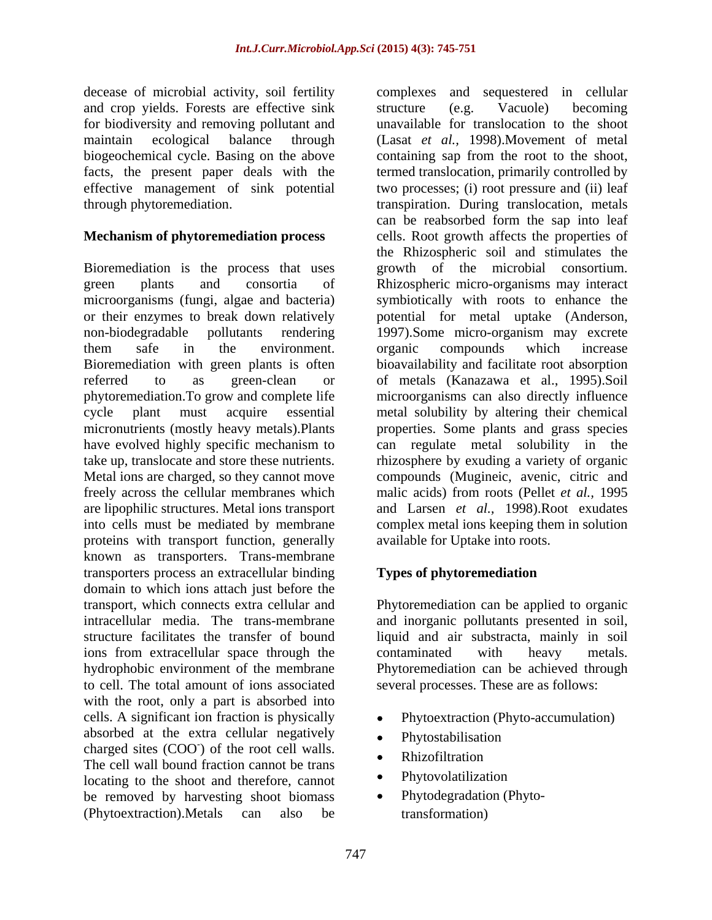decease of microbial activity, soil fertility and crop yields. Forests are effective sink for biodiversity and removing pollutant and maintain ecological balance through biogeochemical cycle. Basing on the above facts, the present paper deals with the effective management of sink potential through phytoremediation.

## Mechanism of phytoremediation process

Bioremediation is the process that uses green plants and consortia of microorganisms (fungi, algae and bacteria) or their enzymes to break down relatively non-biodegradable pollutants rendering them safe in the environment. Bioremediation with green plants is often referred to as green-clean or phytoremediation.To grow and complete life cycle plant must acquire essential micronutrients (mostly heavy metals).Plants have evolved highly specific mechanism to take up, translocate and store these nutrients. Metal ions are charged, so they cannot move freely across the cellular membranes which are lipophilic structures. Metal ions transport into cells must be mediated by membrane proteins with transport function, generally known as transporters. Trans-membrane transporters process an extracellular binding domain to which ions attach just before the transport, which connects extra cellular and intracellular media. The trans-membrane structure facilitates the transfer of bound ions from extracellular space through the hydrophobic environment of the membrane to cell. The total amount of ions associated with the root, only a part is absorbed into cells. A significant ion fraction is physically absorbed at the extra cellular negatively charged sites ($COO^-$) of the root cell walls. The cell wall bound fraction cannot be trans locating to the shoot and therefore, cannot be removed by harvesting shoot biomass (Phytoextraction).Metals can also be complexes and sequestered in cellular structure (e.g. Vacuole) becoming unavailable for translocation to the shoot (Lasat *et al.,* 1998).Movement of metal containing sap from the root to the shoot, termed translocation, primarily controlled by two processes; (i) root pressure and (ii) leaf transpiration. During translocation, metals can be reabsorbed form the sap into leaf cells. Root growth affects the properties of the Rhizospheric soil and stimulates the growth of the microbial consortium. Rhizospheric micro-organisms may interact symbiotically with roots to enhance the potential for metal uptake (Anderson, 1997).Some micro-organism may excrete organic compounds which increase bioavailability and facilitate root absorption of metals (Kanazawa et al., 1995).Soil microorganisms can also directly influence metal solubility by altering their chemical properties. Some plants and grass species can regulate metal solubility in the rhizosphere by exuding a variety of organic compounds (Mugineic, avenic, citric and malic acids) from roots (Pellet *et al.,* 1995 and Larsen *et al.,* 1998).Root exudates complex metal ions keeping them in solution available for Uptake into roots.

## Types of phytoremediation

Phytoremediation can be applied to organic and inorganic pollutants presented in soil, liquid and air substracta, mainly in soil contaminated with heavy metals. Phytoremediation can be achieved through several processes. These are as follows:

- Phytoextraction (Phyto-accumulation)
- Phytostabilisation
- Rhizofiltration
- Phytovolatilization
- Phytodegradation (Phyto-transformation)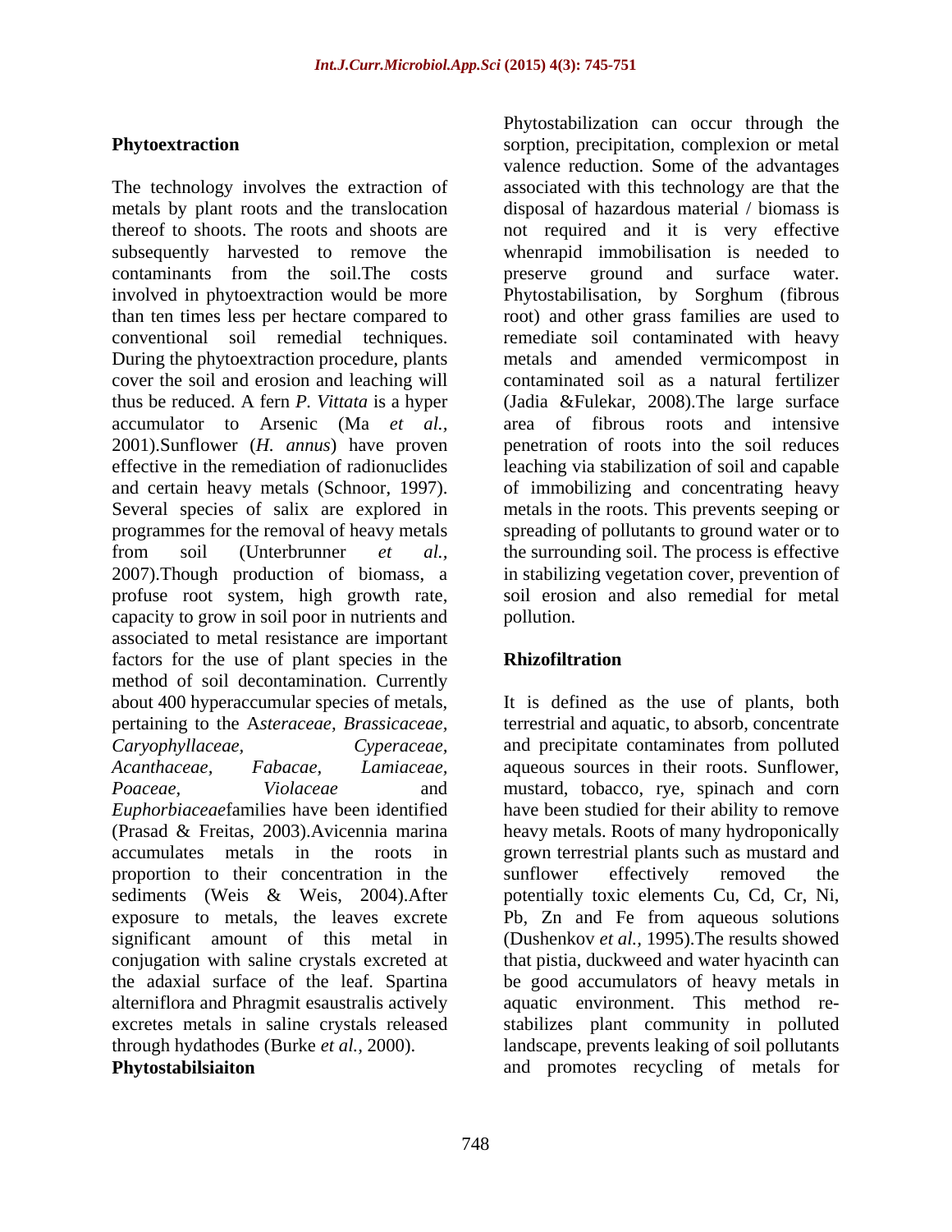## Phytoextraction

The technology involves the extraction of metals by plant roots and the translocation thereof to shoots. The roots and shoots are subsequently harvested to remove the contaminants from the soil.The costs involved in phytoextraction would be more than ten times less per hectare compared to conventional soil remedial techniques. During the phytoextraction procedure, plants cover the soil and erosion and leaching will thus be reduced. A fern *P. Vittata* is a hyper accumulator to Arsenic (Ma *et al.,* 2001).Sunflower (*H. annus*) have proven effective in the remediation of radionuclides and certain heavy metals (Schnoor, 1997). Several species of salix are explored in programmes for the removal of heavy metals from soil (Unterbrunner *et al.,* 2007).Though production of biomass, a profuse root system, high growth rate, capacity to grow in soil poor in nutrients and associated to metal resistance are important factors for the use of plant species in the method of soil decontamination. Currently about 400 hyperaccumular species of metals, pertaining to the A*steraceae, Brassicaceae, Caryophyllaceae, Cyperaceae, Acanthaceae, Fabacae, Lamiaceae, Poaceae, Violaceae* and *Euphorbiaceae*families have been identified (Prasad & Freitas, 2003).Avicennia marina accumulates metals in the roots in proportion to their concentration in the sediments (Weis & Weis, 2004).After exposure to metals, the leaves excrete significant amount of this metal in conjugation with saline crystals excreted at the adaxial surface of the leaf. Spartina alterniflora and Phragmit esaustralis actively excretes metals in saline crystals released through hydathodes (Burke *et al.,* 2000).

## Phytostabilsiaiton

Phytostabilization can occur through the sorption, precipitation, complexion or metal valence reduction. Some of the advantages associated with this technology are that the disposal of hazardous material / biomass is not required and it is very effective whenrapid immobilisation is needed to preserve ground and surface water. Phytostabilisation, by Sorghum (fibrous root) and other grass families are used to remediate soil contaminated with heavy metals and amended vermicompost in contaminated soil as a natural fertilizer (Jadia &Fulekar, 2008).The large surface area of fibrous roots and intensive penetration of roots into the soil reduces leaching via stabilization of soil and capable of immobilizing and concentrating heavy metals in the roots. This prevents seeping or spreading of pollutants to ground water or to the surrounding soil. The process is effective in stabilizing vegetation cover, prevention of soil erosion and also remedial for metal pollution.

## Rhizofiltration

It is defined as the use of plants, both terrestrial and aquatic, to absorb, concentrate and precipitate contaminates from polluted aqueous sources in their roots. Sunflower, mustard, tobacco, rye, spinach and corn have been studied for their ability to remove heavy metals. Roots of many hydroponically grown terrestrial plants such as mustard and sunflower effectively removed the potentially toxic elements Cu, Cd, Cr, Ni, Pb, Zn and Fe from aqueous solutions (Dushenkov *et al.,* 1995).The results showed that pistia, duckweed and water hyacinth can be good accumulators of heavy metals in aquatic environment. This method re-stabilizes plant community in polluted landscape, prevents leaking of soil pollutants and promotes recycling of metals for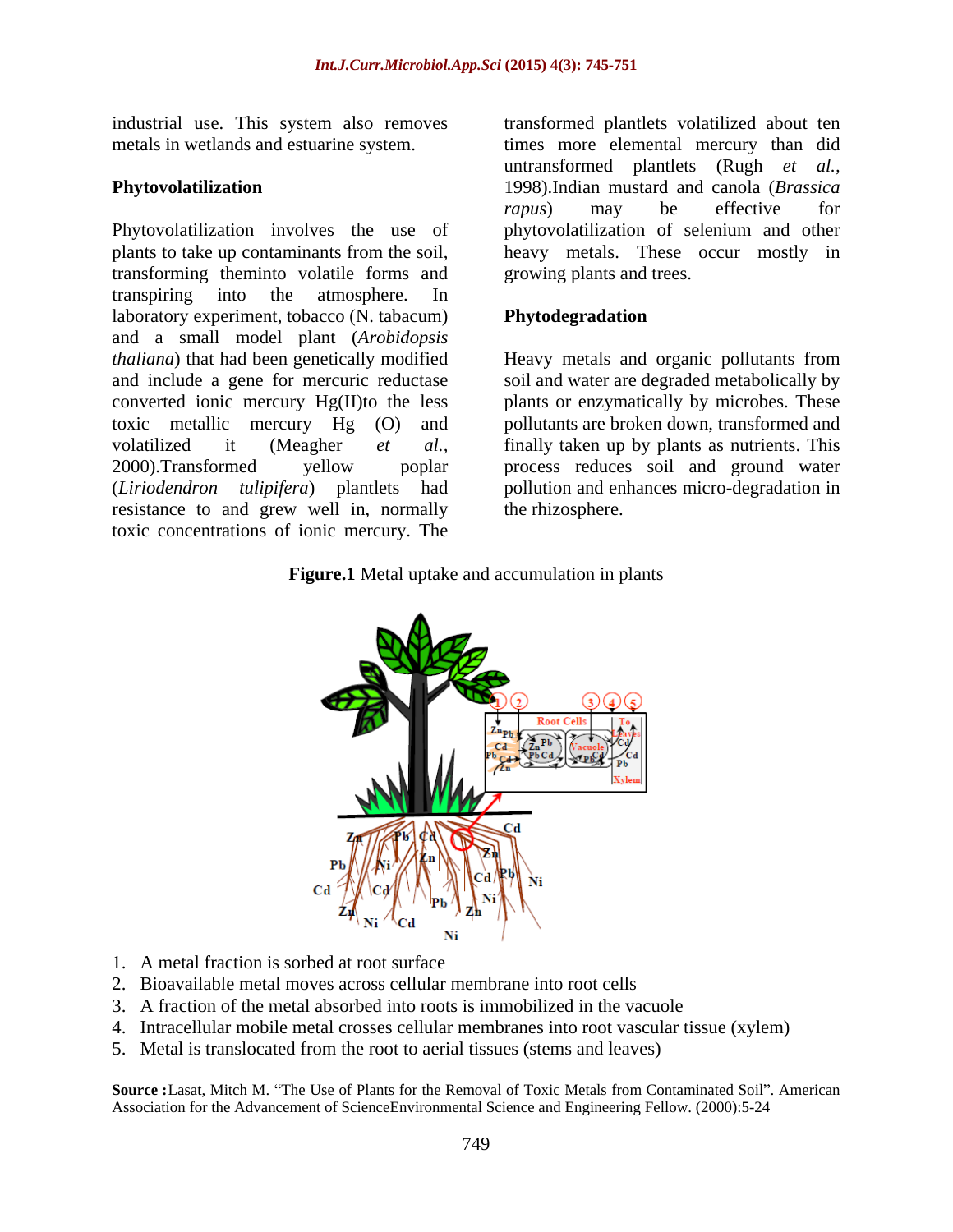industrial use. This system also removes metals in wetlands and estuarine system.

## Phytovolatilization

Phytovolatilization involves the use of plants to take up contaminants from the soil, transforming theminto volatile forms and transpiring into the atmosphere. In laboratory experiment, tobacco (N. tabacum) and a small model plant (*Arobidopsis thaliana*) that had been genetically modified and include a gene for mercuric reductase converted ionic mercury Hg(II)to the less toxic metallic mercury Hg (O) and volatilized it (Meagher *et al.*, 2000).Transformed yellow poplar (*Liriodendron tulipifera*) plantlets had resistance to and grew well in, normally toxic concentrations of ionic mercury. The transformed plantlets volatilized about ten times more elemental mercury than did untransformed plantlets (Rugh *et al.*, 1998).Indian mustard and canola (*Brassica rapus*) may be effective for phytovolatilization of selenium and other heavy metals. These occur mostly in growing plants and trees.

## Phytodegradation

Heavy metals and organic pollutants from soil and water are degraded metabolically by plants or enzymatically by microbes. These pollutants are broken down, transformed and finally taken up by plants as nutrients. This process reduces soil and ground water pollution and enhances micro-degradation in the rhizosphere.

**Figure.1** Metal uptake and accumulation in plants

1. A metal fraction is sorbed at root surface
2. Bioavailable metal moves across cellular membrane into root cells
3. A fraction of the metal absorbed into roots is immobilized in the vacuole
4. Intracellular mobile metal crosses cellular membranes into root vascular tissue (xylem)
5. Metal is translocated from the root to aerial tissues (stems and leaves)

**Source :**Lasat, Mitch M. "The Use of Plants for the Removal of Toxic Metals from Contaminated Soil". American Association for the Advancement of ScienceEnvironmental Science and Engineering Fellow. (2000):5-24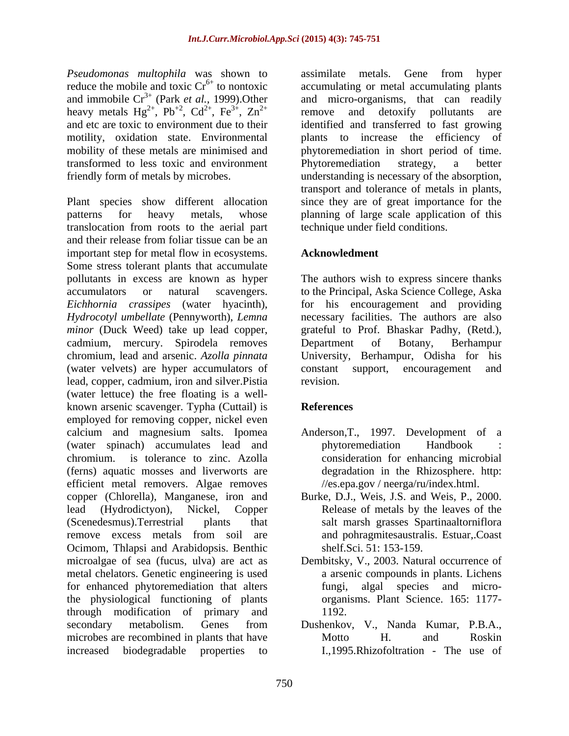*Pseudomonas multophila* was shown to reduce the mobile and toxic $Cr^{6+}$ to nontoxic and immobile $Cr^{3+}$ (Park *et al.*, 1999).Other heavy metals $Hg^{2+}$, $Pb^{+2}$, $Cd^{2+}$, $Fe^{3+}$, $Zn^{2+}$ and etc are toxic to environment due to their motility, oxidation state. Environmental mobility of these metals are minimised and transformed to less toxic and environment friendly form of metals by microbes.

Plant species show different allocation patterns for heavy metals, whose translocation from roots to the aerial part and their release from foliar tissue can be an important step for metal flow in ecosystems. Some stress tolerant plants that accumulate pollutants in excess are known as hyper accumulators or natural scavengers. *Eichhornia crassipes* (water hyacinth), *Hydrocotyl umbellate* (Pennyworth), *Lemna minor* (Duck Weed) take up lead copper, cadmium, mercury. Spirodela removes chromium, lead and arsenic. *Azolla pinnata* (water velvets) are hyper accumulators of lead, copper, cadmium, iron and silver.Pistia (water lettuce) the free floating is a well-known arsenic scavenger. Typha (Cuttail) is employed for removing copper, nickel even calcium and magnesium salts. Ipomea (water spinach) accumulates lead and chromium. is tolerance to zinc. Azolla (ferns) aquatic mosses and liverworts are efficient metal removers. Algae removes copper (Chlorella), Manganese, iron and lead (Hydrodictyon), Nickel, Copper (Scenedesmus).Terrestrial plants that remove excess metals from soil are Ocimom, Thlapsi and Arabidopsis. Benthic microalgae of sea (fucus, ulva) are act as metal chelators. Genetic engineering is used for enhanced phytoremediation that alters the physiological functioning of plants through modification of primary and secondary metabolism. Genes from microbes are recombined in plants that have increased biodegradable properties to assimilate metals. Gene from hyper accumulating or metal accumulating plants and micro-organisms, that can readily remove and detoxify pollutants are identified and transferred to fast growing plants to increase the efficiency of phytoremediation in short period of time. Phytoremediation strategy, a better understanding is necessary of the absorption, transport and tolerance of metals in plants, since they are of great importance for the planning of large scale application of this technique under field conditions.

## Acknowledment

The authors wish to express sincere thanks to the Principal, Aska Science College, Aska for his encouragement and providing necessary facilities. The authors are also grateful to Prof. Bhaskar Padhy, (Retd.), Department of Botany, Berhampur University, Berhampur, Odisha for his constant support, encouragement and revision.

## References

Anderson,T., 1997. Development of a phytoremediation Handbook : consideration for enhancing microbial degradation in the Rhizosphere. http: //es.epa.gov / neerga/ru/index.html.

Burke, D.J., Weis, J.S. and Weis, P., 2000. Release of metals by the leaves of the salt marsh grasses Spartinaaltorniflora and pohragmitesaustralis. Estuar,.Coast shelf.Sci. 51: 153-159.

Dembitsky, V., 2003. Natural occurrence of a arsenic compounds in plants. Lichens fungi, algal species and micro-organisms. Plant Science. 165: 1177-1192.

Dushenkov, V., Nanda Kumar, P.B.A., Motto H. and Roskin I.,1995.Rhizofoltration - The use of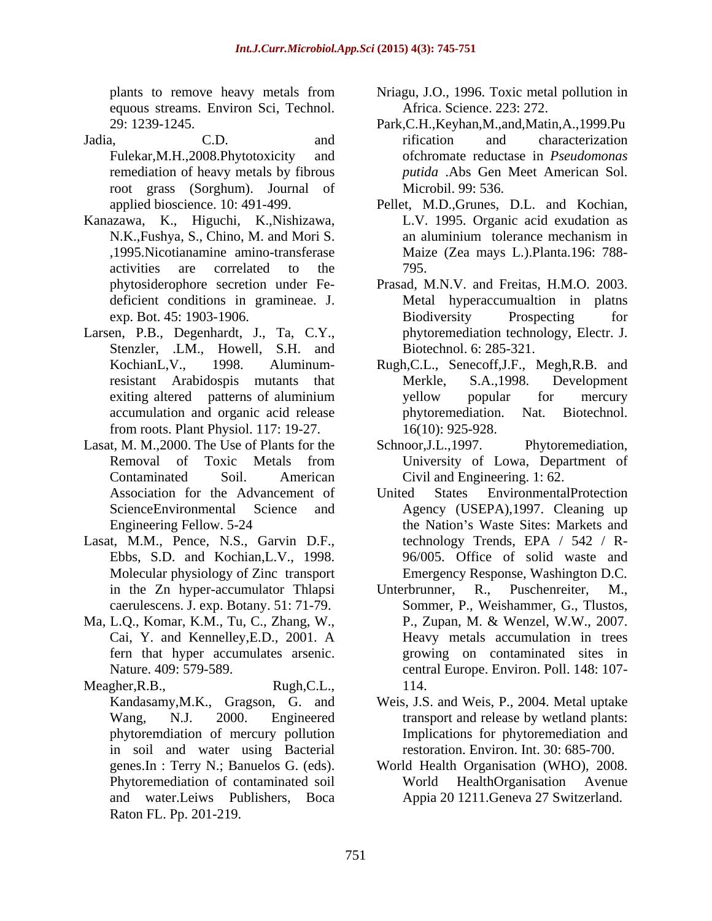plants to remove heavy metals from equous streams. Environ Sci, Technol. 29: 1239-1245.

Jadia, C.D. and Fulekar,M.H.,2008.Phytotoxicity and remediation of heavy metals by fibrous root grass (Sorghum). Journal of applied bioscience. 10: 491-499.

Kanazawa, K., Higuchi, K.,Nishizawa, N.K.,Fushya, S., Chino, M. and Mori S. ,1995.Nicotianamine amino-transferase activities are correlated to the phytosiderophore secretion under Fe-deficient conditions in gramineae. J. exp. Bot. 45: 1903-1906.

Larsen, P.B., Degenhardt, J., Ta, C.Y., Stenzler, .LM., Howell, S.H. and KochianL,V., 1998. Aluminum-resistant Arabidospis mutants that exiting altered patterns of aluminium accumulation and organic acid release from roots. Plant Physiol. 117: 19-27.

Lasat, M. M.,2000. The Use of Plants for the Removal of Toxic Metals from Contaminated Soil. American Association for the Advancement of ScienceEnvironmental Science and Engineering Fellow. 5-24

Lasat, M.M., Pence, N.S., Garvin D.F., Ebbs, S.D. and Kochian,L.V., 1998. Molecular physiology of Zinc transport in the Zn hyper-accumulator Thlapsi caerulescens. J. exp. Botany. 51: 71-79.

Ma, L.Q., Komar, K.M., Tu, C., Zhang, W., Cai, Y. and Kennelley,E.D., 2001. A fern that hyper accumulates arsenic. Nature. 409: 579-589.

Meagher,R.B., Rugh,C.L., Kandasamy,M.K., Gragson, G. and Wang, N.J. 2000. Engineered phytoremdiation of mercury pollution in soil and water using Bacterial genes.In : Terry N.; Banuelos G. (eds). Phytoremediation of contaminated soil and water.Leiws Publishers, Boca Raton FL. Pp. 201-219.

Nriagu, J.O., 1996. Toxic metal pollution in Africa. Science. 223: 272.

Park,C.H.,Keyhan,M.,and,Matin,A.,1999.Purification and characterization ofchromate reductase in *Pseudomonas putida* .Abs Gen Meet American Sol. Microbil. 99: 536.

Pellet, M.D.,Grunes, D.L. and Kochian, L.V. 1995. Organic acid exudation as an aluminium tolerance mechanism in Maize (Zea mays L.).Planta.196: 788-795.

Prasad, M.N.V. and Freitas, H.M.O. 2003. Metal hyperaccumualtion in platns Biodiversity Prospecting for phytoremediation technology, Electr. J. Biotechnol. 6: 285-321.

Rugh,C.L., Senecoff,J.F., Megh,R.B. and Merkle, S.A.,1998. Development yellow popular for mercury phytoremediation. Nat. Biotechnol. 16(10): 925-928.

Schnoor,J.L.,1997. Phytoremediation, University of Lowa, Department of Civil and Engineering. 1: 62.

United States EnvironmentalProtection Agency (USEPA),1997. Cleaning up the Nation's Waste Sites: Markets and technology Trends, EPA / 542 / R-96/005. Office of solid waste and Emergency Response, Washington D.C.

Unterbrunner, R., Puschenreiter, M., Sommer, P., Weishammer, G., Tlustos, P., Zupan, M. & Wenzel, W.W., 2007. Heavy metals accumulation in trees growing on contaminated sites in central Europe. Environ. Poll. 148: 107-114.

Weis, J.S. and Weis, P., 2004. Metal uptake transport and release by wetland plants: Implications for phytoremediation and restoration. Environ. Int. 30: 685-700.

World Health Organisation (WHO), 2008. World HealthOrganisation Avenue Appia 20 1211.Geneva 27 Switzerland.